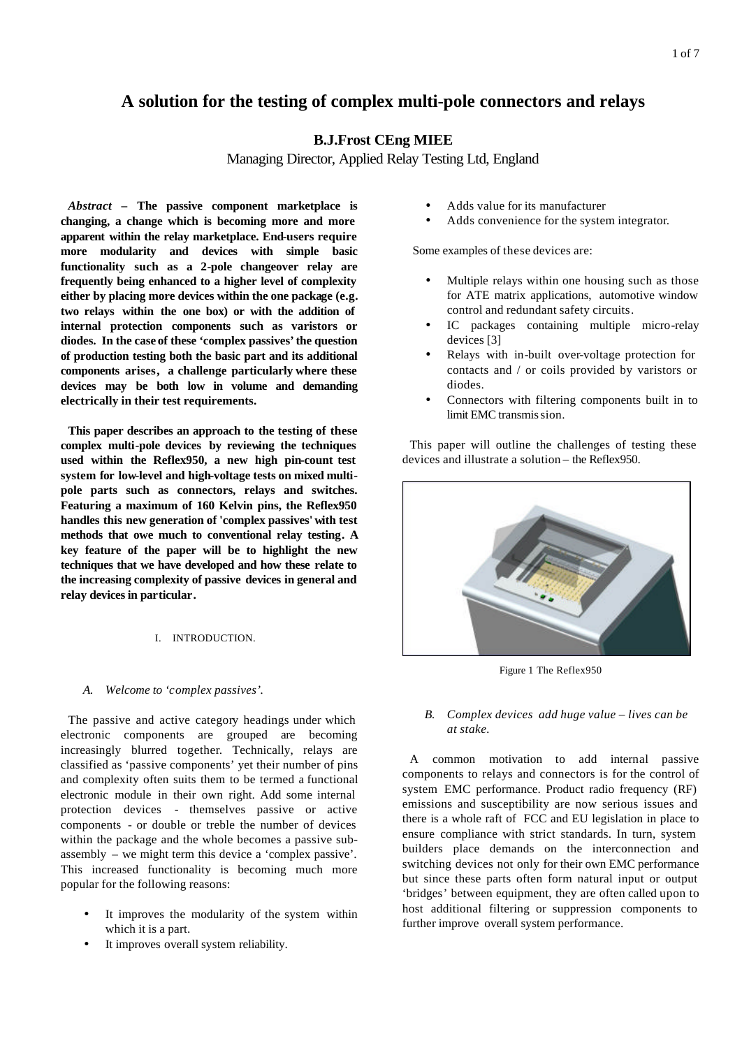# A solution for the testing of complex multi-pole connectors and relays

**B.J.Frost CEng MIEE**

Managing Director, Applied Relay Testing Ltd, England

***Abstract* – The passive component marketplace is changing, a change which is becoming more and more apparent within the relay marketplace. End-users require more modularity and devices with simple basic functionality such as a 2-pole changeover relay are frequently being enhanced to a higher level of complexity either by placing more devices within the one package (e.g. two relays within the one box) or with the addition of internal protection components such as varistors or diodes. In the case of these 'complex passives' the question of production testing both the basic part and its additional components arises, a challenge particularly where these devices may be both low in volume and demanding electrically in their test requirements.**

**This paper describes an approach to the testing of these complex multi-pole devices by reviewing the techniques used within the Reflex950, a new high pin-count test system for low-level and high-voltage tests on mixed multi-pole parts such as connectors, relays and switches. Featuring a maximum of 160 Kelvin pins, the Reflex950 handles this new generation of 'complex passives' with test methods that owe much to conventional relay testing. A key feature of the paper will be to highlight the new techniques that we have developed and how these relate to the increasing complexity of passive devices in general and relay devices in particular.**

## I. INTRODUCTION.

### *A. Welcome to 'complex passives'.*

The passive and active category headings under which electronic components are grouped are becoming increasingly blurred together. Technically, relays are classified as 'passive components' yet their number of pins and complexity often suits them to be termed a functional electronic module in their own right. Add some internal protection devices - themselves passive or active components - or double or treble the number of devices within the package and the whole becomes a passive sub-assembly – we might term this device a 'complex passive'. This increased functionality is becoming much more popular for the following reasons:

- It improves the modularity of the system within which it is a part.
- It improves overall system reliability.
- Adds value for its manufacturer
- Adds convenience for the system integrator.

Some examples of these devices are:

- Multiple relays within one housing such as those for ATE matrix applications, automotive window control and redundant safety circuits.
- IC packages containing multiple micro-relay devices [3]
- Relays with in-built over-voltage protection for contacts and / or coils provided by varistors or diodes.
- Connectors with filtering components built in to limit EMC transmission.

This paper will outline the challenges of testing these devices and illustrate a solution – the Reflex950.

Figure 1 The Reflex950

### *B. Complex devices add huge value – lives can be at stake.*

A common motivation to add internal passive components to relays and connectors is for the control of system EMC performance. Product radio frequency (RF) emissions and susceptibility are now serious issues and there is a whole raft of FCC and EU legislation in place to ensure compliance with strict standards. In turn, system builders place demands on the interconnection and switching devices not only for their own EMC performance but since these parts often form natural input or output 'bridges' between equipment, they are often called upon to host additional filtering or suppression components to further improve overall system performance.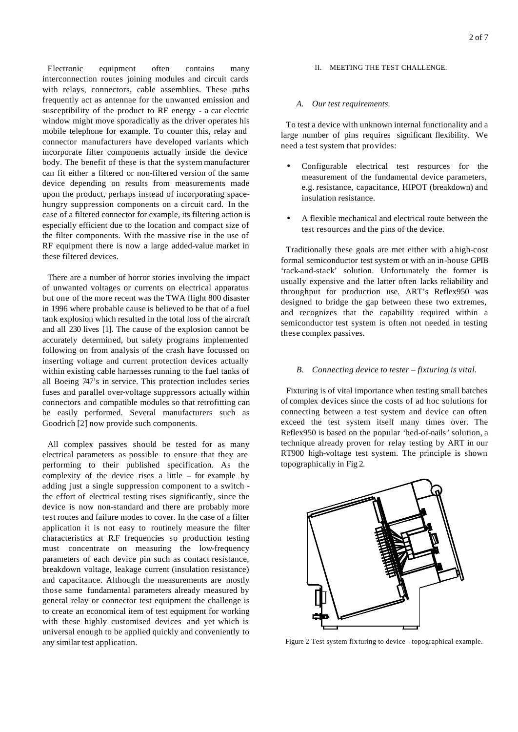Electronic equipment often contains many interconnection routes joining modules and circuit cards with relays, connectors, cable assemblies. These paths frequently act as antennae for the unwanted emission and susceptibility of the product to RF energy - a car electric window might move sporadically as the driver operates his mobile telephone for example. To counter this, relay and connector manufacturers have developed variants which incorporate filter components actually inside the device body. The benefit of these is that the system manufacturer can fit either a filtered or non-filtered version of the same device depending on results from measurements made upon the product, perhaps instead of incorporating space-hungry suppression components on a circuit card. In the case of a filtered connector for example, its filtering action is especially efficient due to the location and compact size of the filter components. With the massive rise in the use of RF equipment there is now a large added-value market in these filtered devices.

There are a number of horror stories involving the impact of unwanted voltages or currents on electrical apparatus but one of the more recent was the TWA flight 800 disaster in 1996 where probable cause is believed to be that of a fuel tank explosion which resulted in the total loss of the aircraft and all 230 lives [1]. The cause of the explosion cannot be accurately determined, but safety programs implemented following on from analysis of the crash have focussed on inserting voltage and current protection devices actually within existing cable harnesses running to the fuel tanks of all Boeing 747's in service. This protection includes series fuses and parallel over-voltage suppressors actually within connectors and compatible modules so that retrofitting can be easily performed. Several manufacturers such as Goodrich [2] now provide such components.

All complex passives should be tested for as many electrical parameters as possible to ensure that they are performing to their published specification. As the complexity of the device rises a little – for example by adding just a single suppression component to a switch - the effort of electrical testing rises significantly, since the device is now non-standard and there are probably more test routes and failure modes to cover. In the case of a filter application it is not easy to routinely measure the filter characteristics at R.F frequencies so production testing must concentrate on measuring the low-frequency parameters of each device pin such as contact resistance, breakdown voltage, leakage current (insulation resistance) and capacitance. Although the measurements are mostly those same fundamental parameters already measured by general relay or connector test equipment the challenge is to create an economical item of test equipment for working with these highly customised devices and yet which is universal enough to be applied quickly and conveniently to any similar test application.

## II. MEETING THE TEST CHALLENGE.

### *A. Our test requirements.*

To test a device with unknown internal functionality and a large number of pins requires significant flexibility. We need a test system that provides:

- Configurable electrical test resources for the measurement of the fundamental device parameters, e.g. resistance, capacitance, HIPOT (breakdown) and insulation resistance.
- A flexible mechanical and electrical route between the test resources and the pins of the device.

Traditionally these goals are met either with a high-cost formal semiconductor test system or with an in-house GPIB 'rack-and-stack' solution. Unfortunately the former is usually expensive and the latter often lacks reliability and throughput for production use. ART's Reflex950 was designed to bridge the gap between these two extremes, and recognizes that the capability required within a semiconductor test system is often not needed in testing these complex passives.

### *B. Connecting device to tester – fixturing is vital.*

Fixturing is of vital importance when testing small batches of complex devices since the costs of ad hoc solutions for connecting between a test system and device can often exceed the test system itself many times over. The Reflex950 is based on the popular 'bed-of-nails' solution, a technique already proven for relay testing by ART in our RT900 high-voltage test system. The principle is shown topographically in Fig 2.

Figure 2 Test system fixturing to device - topographical example.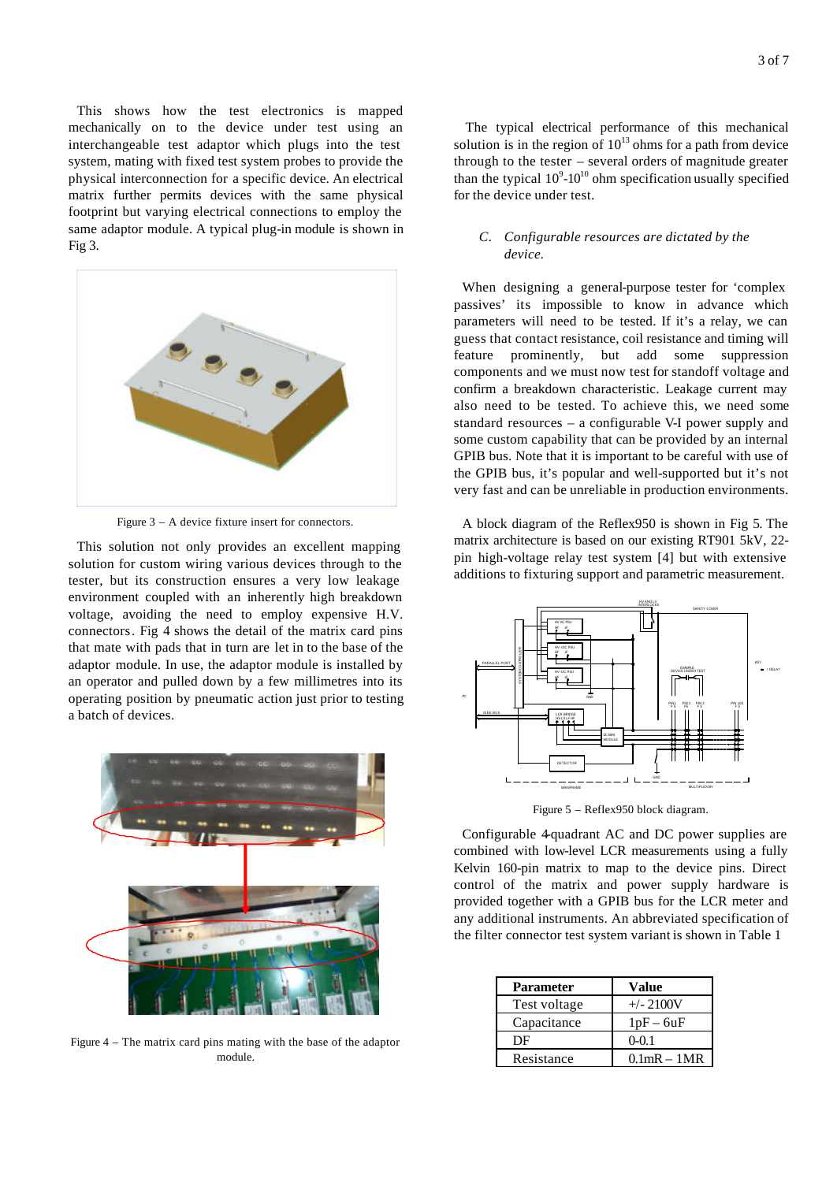This shows how the test electronics is mapped mechanically on to the device under test using an interchangeable test adaptor which plugs into the test system, mating with fixed test system probes to provide the physical interconnection for a specific device. An electrical matrix further permits devices with the same physical footprint but varying electrical connections to employ the same adaptor module. A typical plug-in module is shown in Fig 3.

Figure 3 – A device fixture insert for connectors.

This solution not only provides an excellent mapping solution for custom wiring various devices through to the tester, but its construction ensures a very low leakage environment coupled with an inherently high breakdown voltage, avoiding the need to employ expensive H.V. connectors. Fig 4 shows the detail of the matrix card pins that mate with pads that in turn are let in to the base of the adaptor module. In use, the adaptor module is installed by an operator and pulled down by a few millimetres into its operating position by pneumatic action just prior to testing a batch of devices.

Figure 4 – The matrix card pins mating with the base of the adaptor module.

The typical electrical performance of this mechanical solution is in the region of $10^{13}$ ohms for a path from device through to the tester – several orders of magnitude greater than the typical $10^{9}$-$10^{10}$ ohm specification usually specified for the device under test.

### C. *Configurable resources are dictated by the device.*

When designing a general-purpose tester for 'complex passives' its impossible to know in advance which parameters will need to be tested. If it's a relay, we can guess that contact resistance, coil resistance and timing will feature prominently, but add some suppression components and we must now test for standoff voltage and confirm a breakdown characteristic. Leakage current may also need to be tested. To achieve this, we need some standard resources – a configurable V-I power supply and some custom capability that can be provided by an internal GPIB bus. Note that it is important to be careful with use of the GPIB bus, it's popular and well-supported but it's not very fast and can be unreliable in production environments.

A block diagram of the Reflex950 is shown in Fig 5. The matrix architecture is based on our existing RT901 5kV, 22-pin high-voltage relay test system [4] but with extensive additions to fixturing support and parametric measurement.

Figure 5 – Reflex950 block diagram.

Configurable 4-quadrant AC and DC power supplies are combined with low-level LCR measurements using a fully Kelvin 160-pin matrix to map to the device pins. Direct control of the matrix and power supply hardware is provided together with a GPIB bus for the LCR meter and any additional instruments. An abbreviated specification of the filter connector test system variant is shown in Table 1

| Parameter | Value |
| --- | --- |
| Test voltage | +/- 2100V |
| Capacitance | 1pF – 6uF |
| DF | 0-0.1 |
| Resistance | 0.1mR – 1MR |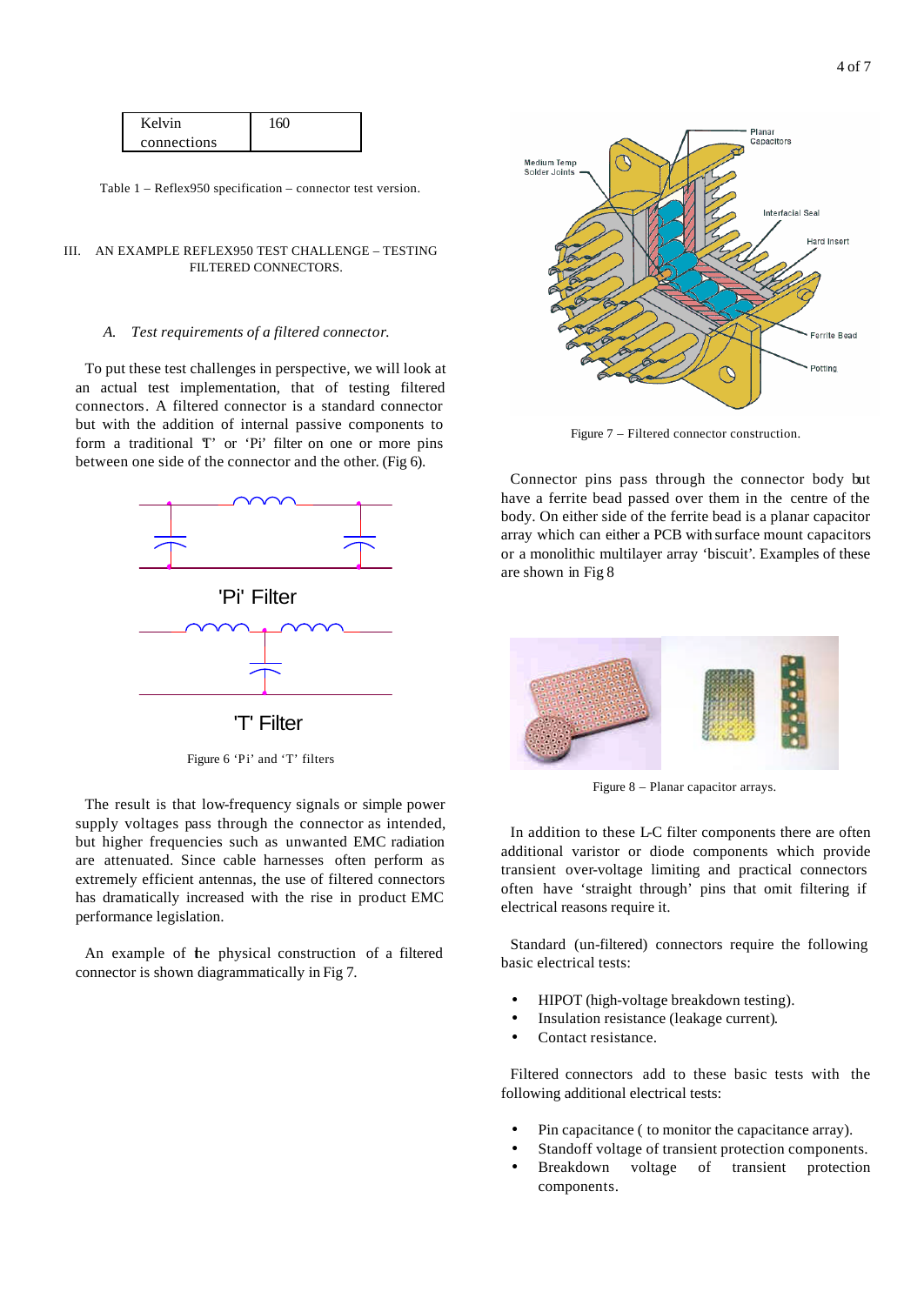| Kelvin connections | 160 |
|---|---|

Table 1 – Reflex950 specification – connector test version.

## III. AN EXAMPLE REFLEX950 TEST CHALLENGE – TESTING FILTERED CONNECTORS.

### *A. Test requirements of a filtered connector.*

To put these test challenges in perspective, we will look at an actual test implementation, that of testing filtered connectors. A filtered connector is a standard connector but with the addition of internal passive components to form a traditional 'T' or 'Pi' filter on one or more pins between one side of the connector and the other. (Fig 6).

Figure 6 'Pi' and 'T' filters

The result is that low-frequency signals or simple power supply voltages pass through the connector as intended, but higher frequencies such as unwanted EMC radiation are attenuated. Since cable harnesses often perform as extremely efficient antennas, the use of filtered connectors has dramatically increased with the rise in product EMC performance legislation.

An example of the physical construction of a filtered connector is shown diagrammatically in Fig 7.

Figure 7 – Filtered connector construction.

Connector pins pass through the connector body but have a ferrite bead passed over them in the centre of the body. On either side of the ferrite bead is a planar capacitor array which can either a PCB with surface mount capacitors or a monolithic multilayer array 'biscuit'. Examples of these are shown in Fig 8

Figure 8 – Planar capacitor arrays.

In addition to these L-C filter components there are often additional varistor or diode components which provide transient over-voltage limiting and practical connectors often have 'straight through' pins that omit filtering if electrical reasons require it.

Standard (un-filtered) connectors require the following basic electrical tests:

- HIPOT (high-voltage breakdown testing).
- Insulation resistance (leakage current).
- Contact resistance.

Filtered connectors add to these basic tests with the following additional electrical tests:

- Pin capacitance ( to monitor the capacitance array).
- Standoff voltage of transient protection components.
- Breakdown voltage of transient protection components.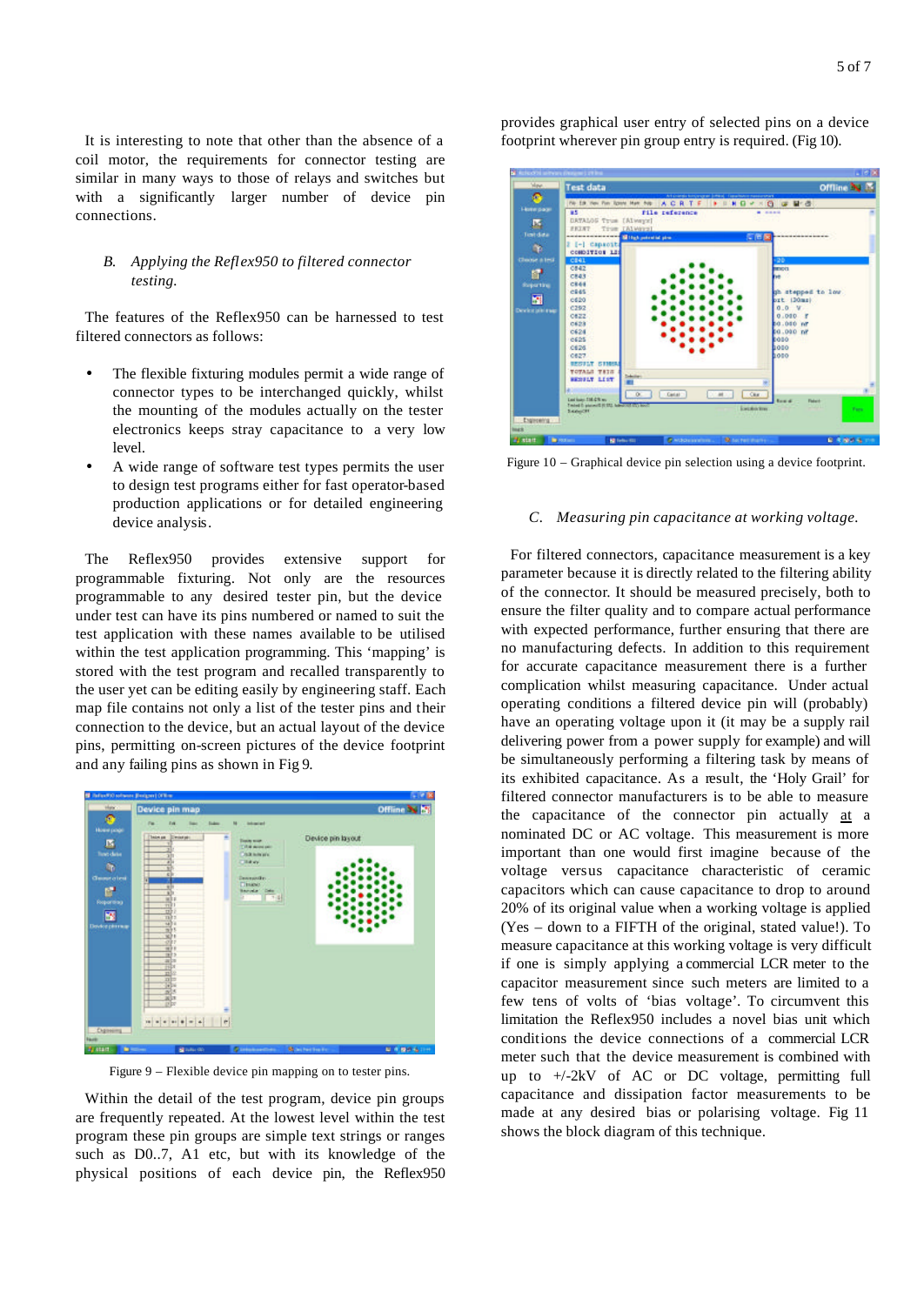It is interesting to note that other than the absence of a coil motor, the requirements for connector testing are similar in many ways to those of relays and switches but with a significantly larger number of device pin connections.

### *B. Applying the Reflex950 to filtered connector testing.*

The features of the Reflex950 can be harnessed to test filtered connectors as follows:

- The flexible fixturing modules permit a wide range of connector types to be interchanged quickly, whilst the mounting of the modules actually on the tester electronics keeps stray capacitance to a very low level.
- A wide range of software test types permits the user to design test programs either for fast operator-based production applications or for detailed engineering device analysis.

The Reflex950 provides extensive support for programmable fixturing. Not only are the resources programmable to any desired tester pin, but the device under test can have its pins numbered or named to suit the test application with these names available to be utilised within the test application programming. This 'mapping' is stored with the test program and recalled transparently to the user yet can be editing easily by engineering staff. Each map file contains not only a list of the tester pins and their connection to the device, but an actual layout of the device pins, permitting on-screen pictures of the device footprint and any failing pins as shown in Fig 9.

Figure 9 – Flexible device pin mapping on to tester pins.

Within the detail of the test program, device pin groups are frequently repeated. At the lowest level within the test program these pin groups are simple text strings or ranges such as D0..7, A1 etc, but with its knowledge of the physical positions of each device pin, the Reflex950 provides graphical user entry of selected pins on a device footprint wherever pin group entry is required. (Fig 10).

Figure 10 – Graphical device pin selection using a device footprint.

### *C. Measuring pin capacitance at working voltage.*

For filtered connectors, capacitance measurement is a key parameter because it is directly related to the filtering ability of the connector. It should be measured precisely, both to ensure the filter quality and to compare actual performance with expected performance, further ensuring that there are no manufacturing defects. In addition to this requirement for accurate capacitance measurement there is a further complication whilst measuring capacitance. Under actual operating conditions a filtered device pin will (probably) have an operating voltage upon it (it may be a supply rail delivering power from a power supply for example) and will be simultaneously performing a filtering task by means of its exhibited capacitance. As a result, the 'Holy Grail' for filtered connector manufacturers is to be able to measure the capacitance of the connector pin actually <u>at</u> a nominated DC or AC voltage. This measurement is more important than one would first imagine because of the voltage versus capacitance characteristic of ceramic capacitors which can cause capacitance to drop to around 20% of its original value when a working voltage is applied (Yes – down to a FIFTH of the original, stated value!). To measure capacitance at this working voltage is very difficult if one is simply applying a commercial LCR meter to the capacitor measurement since such meters are limited to a few tens of volts of 'bias voltage'. To circumvent this limitation the Reflex950 includes a novel bias unit which conditions the device connections of a commercial LCR meter such that the device measurement is combined with up to +/-2kV of AC or DC voltage, permitting full capacitance and dissipation factor measurements to be made at any desired bias or polarising voltage. Fig 11 shows the block diagram of this technique.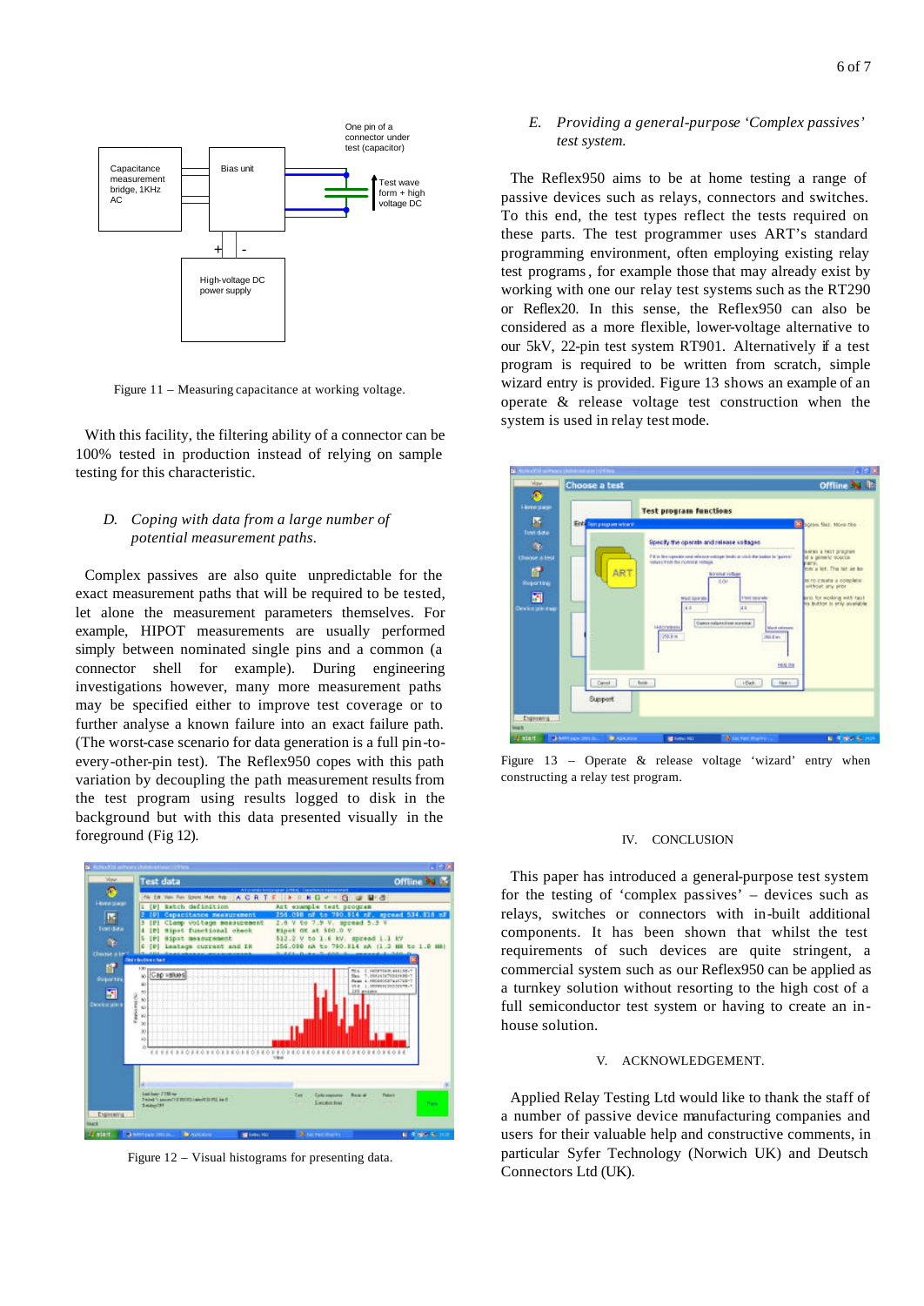Figure 11 – Measuring capacitance at working voltage.

With this facility, the filtering ability of a connector can be 100% tested in production instead of relying on sample testing for this characteristic.

### D. *Coping with data from a large number of potential measurement paths.*

Complex passives are also quite unpredictable for the exact measurement paths that will be required to be tested, let alone the measurement parameters themselves. For example, HIPOT measurements are usually performed simply between nominated single pins and a common (a connector shell for example). During engineering investigations however, many more measurement paths may be specified either to improve test coverage or to further analyse a known failure into an exact failure path. (The worst-case scenario for data generation is a full pin-to-every-other-pin test). The Reflex950 copes with this path variation by decoupling the path measurement results from the test program using results logged to disk in the background but with this data presented visually in the foreground (Fig 12).

Figure 12 – Visual histograms for presenting data.

### E. *Providing a general-purpose 'Complex passives' test system.*

The Reflex950 aims to be at home testing a range of passive devices such as relays, connectors and switches. To this end, the test types reflect the tests required on these parts. The test programmer uses ART's standard programming environment, often employing existing relay test programs, for example those that may already exist by working with one our relay test systems such as the RT290 or Reflex20. In this sense, the Reflex950 can also be considered as a more flexible, lower-voltage alternative to our 5kV, 22-pin test system RT901. Alternatively if a test program is required to be written from scratch, simple wizard entry is provided. Figure 13 shows an example of an operate & release voltage test construction when the system is used in relay test mode.

Figure 13 – Operate & release voltage 'wizard' entry when constructing a relay test program.

## IV. CONCLUSION

This paper has introduced a general-purpose test system for the testing of 'complex passives' – devices such as relays, switches or connectors with in-built additional components. It has been shown that whilst the test requirements of such devices are quite stringent, a commercial system such as our Reflex950 can be applied as a turnkey solution without resorting to the high cost of a full semiconductor test system or having to create an in-house solution.

## V. ACKNOWLEDGEMENT.

Applied Relay Testing Ltd would like to thank the staff of a number of passive device manufacturing companies and users for their valuable help and constructive comments, in particular Syfer Technology (Norwich UK) and Deutsch Connectors Ltd (UK).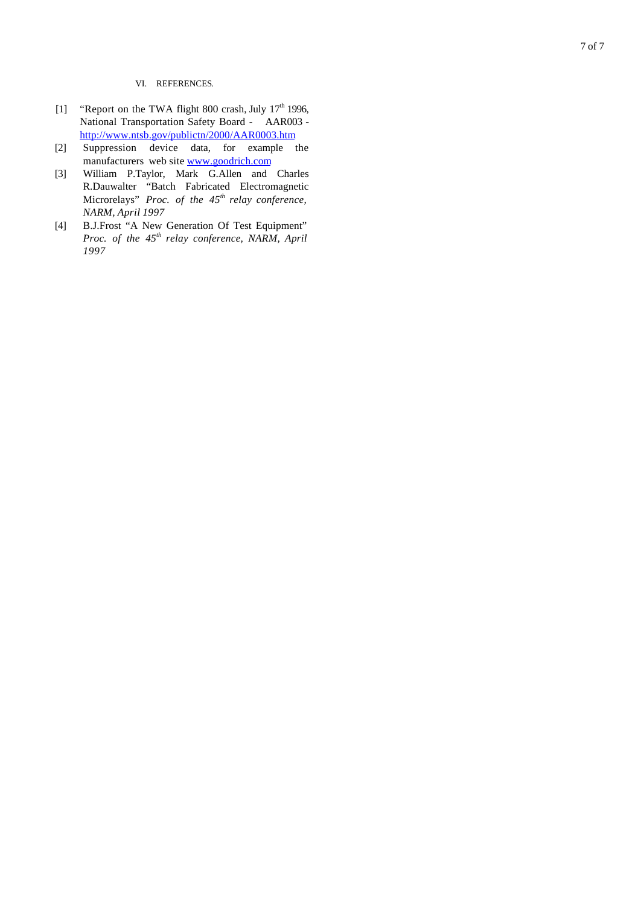## VI. REFERENCES.

[1] "Report on the TWA flight 800 crash, July 17th 1996, National Transportation Safety Board - AAR003 - http://www.ntsb.gov/publictn/2000/AAR0003.htm

[2] Suppression device data, for example the manufacturers web site www.goodrich.com

[3] William P.Taylor, Mark G.Allen and Charles R.Dauwalter "Batch Fabricated Electromagnetic Microrelays" *Proc. of the 45th relay conference, NARM, April 1997*

[4] B.J.Frost "A New Generation Of Test Equipment" *Proc. of the 45th relay conference, NARM, April 1997*